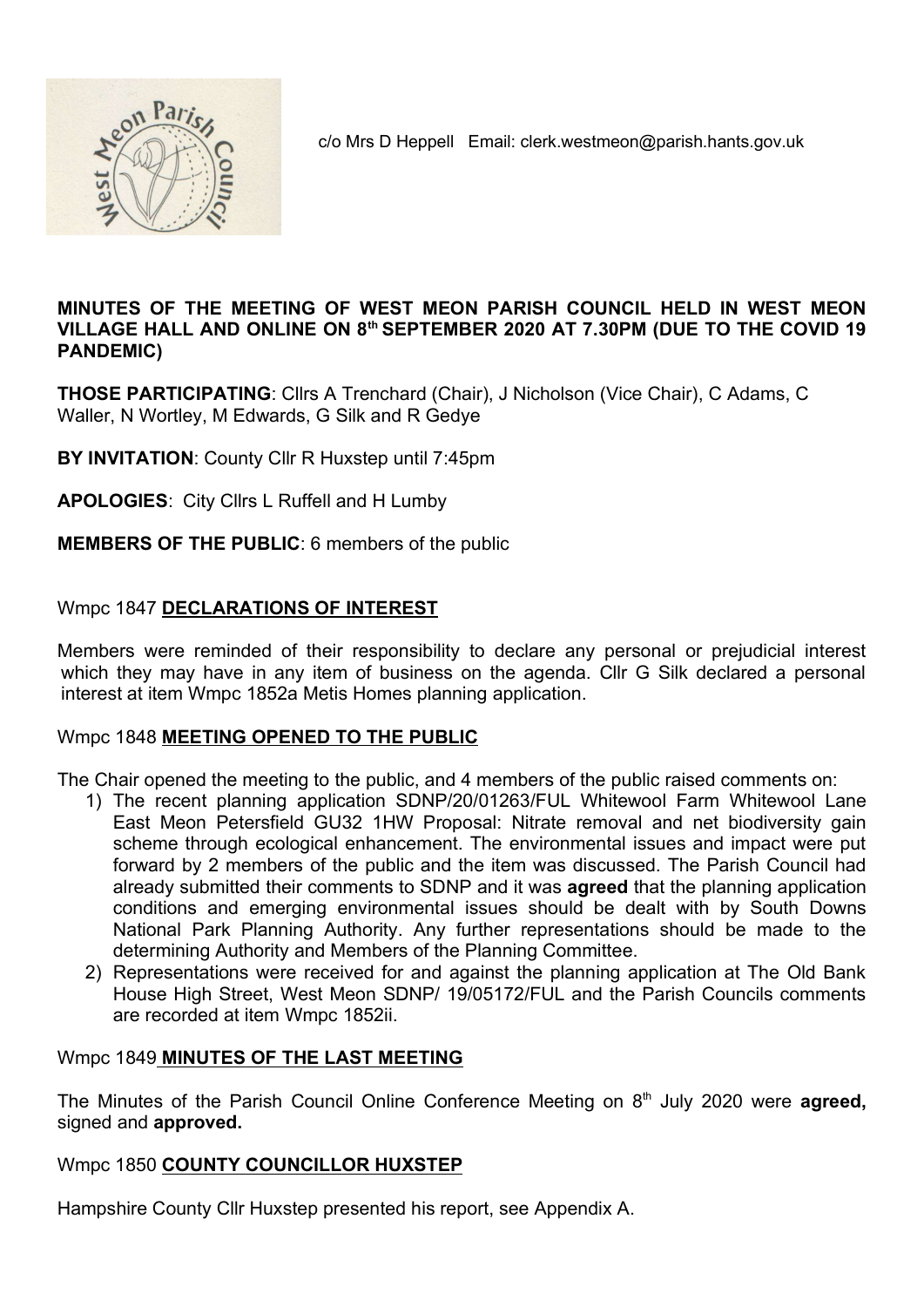c/o Mrs D Heppell Email: clerk.westmeon@parish.hants.gov.uk

**MINUTES OF THE MEETING OF WEST MEON PARISH COUNCIL HELD IN WEST MEON VILLAGE HALL AND ONLINE ON 8th SEPTEMBER 2020 AT 7.30PM (DUE TO THE COVID 19 PANDEMIC)**

**THOSE PARTICIPATING**: Cllrs A Trenchard (Chair), J Nicholson (Vice Chair), C Adams, C Waller, N Wortley, M Edwards, G Silk and R Gedye

**BY INVITATION**: County Cllr R Huxstep until 7:45pm

**APOLOGIES**: City Cllrs L Ruffell and H Lumby

**MEMBERS OF THE PUBLIC**: 6 members of the public

## Wmpc 1847 **DECLARATIONS OF INTEREST**

Members were reminded of their responsibility to declare any personal or prejudicial interest which they may have in any item of business on the agenda. Cllr G Silk declared a personal interest at item Wmpc 1852a Metis Homes planning application.

## Wmpc 1848 **MEETING OPENED TO THE PUBLIC**

The Chair opened the meeting to the public, and 4 members of the public raised comments on:

1) The recent planning application SDNP/20/01263/FUL Whitewool Farm Whitewool Lane East Meon Petersfield GU32 1HW Proposal: Nitrate removal and net biodiversity gain scheme through ecological enhancement. The environmental issues and impact were put forward by 2 members of the public and the item was discussed. The Parish Council had already submitted their comments to SDNP and it was **agreed** that the planning application conditions and emerging environmental issues should be dealt with by South Downs National Park Planning Authority. Any further representations should be made to the determining Authority and Members of the Planning Committee.
2) Representations were received for and against the planning application at The Old Bank House High Street, West Meon SDNP/ 19/05172/FUL and the Parish Councils comments are recorded at item Wmpc 1852ii.

## Wmpc 1849 **MINUTES OF THE LAST MEETING**

The Minutes of the Parish Council Online Conference Meeting on 8th July 2020 were **agreed,** signed and **approved.**

## Wmpc 1850 **COUNTY COUNCILLOR HUXSTEP**

Hampshire County Cllr Huxstep presented his report, see Appendix A.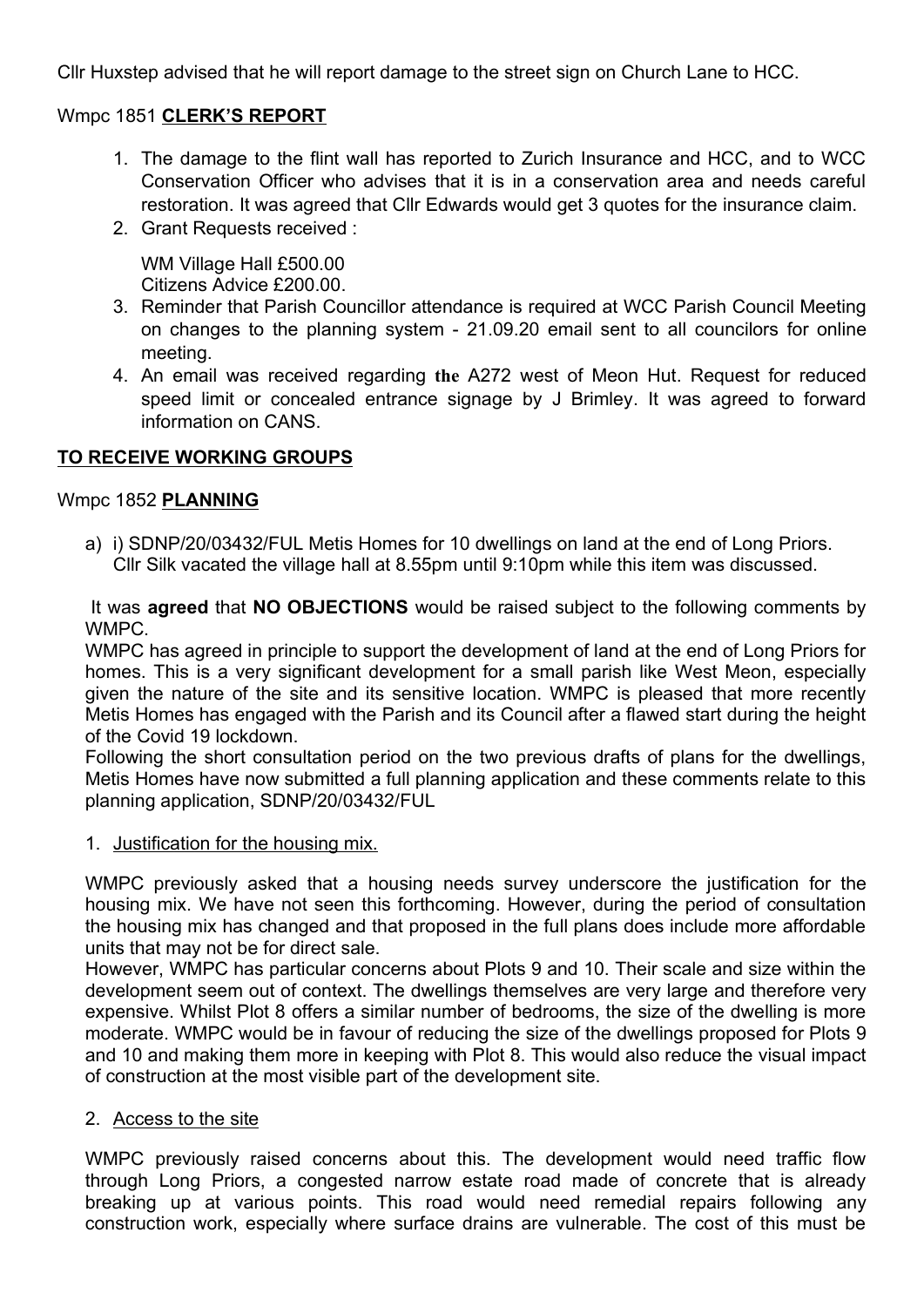Cllr Huxstep advised that he will report damage to the street sign on Church Lane to HCC.

Wmpc 1851 **CLERK'S REPORT**

1. The damage to the flint wall has reported to Zurich Insurance and HCC, and to WCC Conservation Officer who advises that it is in a conservation area and needs careful restoration. It was agreed that Cllr Edwards would get 3 quotes for the insurance claim.
2. Grant Requests received :

   WM Village Hall £500.00
   Citizens Advice £200.00.
3. Reminder that Parish Councillor attendance is required at WCC Parish Council Meeting on changes to the planning system - 21.09.20 email sent to all councilors for online meeting.
4. An email was received regarding **the** A272 west of Meon Hut. Request for reduced speed limit or concealed entrance signage by J Brimley. It was agreed to forward information on CANS.

**TO RECEIVE WORKING GROUPS**

Wmpc 1852 **PLANNING**

a) i) SDNP/20/03432/FUL Metis Homes for 10 dwellings on land at the end of Long Priors. Cllr Silk vacated the village hall at 8.55pm until 9:10pm while this item was discussed.

It was **agreed** that **NO OBJECTIONS** would be raised subject to the following comments by WMPC.

WMPC has agreed in principle to support the development of land at the end of Long Priors for homes. This is a very significant development for a small parish like West Meon, especially given the nature of the site and its sensitive location. WMPC is pleased that more recently Metis Homes has engaged with the Parish and its Council after a flawed start during the height of the Covid 19 lockdown.

Following the short consultation period on the two previous drafts of plans for the dwellings, Metis Homes have now submitted a full planning application and these comments relate to this planning application, SDNP/20/03432/FUL

1. Justification for the housing mix.

WMPC previously asked that a housing needs survey underscore the justification for the housing mix. We have not seen this forthcoming. However, during the period of consultation the housing mix has changed and that proposed in the full plans does include more affordable units that may not be for direct sale.

However, WMPC has particular concerns about Plots 9 and 10. Their scale and size within the development seem out of context. The dwellings themselves are very large and therefore very expensive. Whilst Plot 8 offers a similar number of bedrooms, the size of the dwelling is more moderate. WMPC would be in favour of reducing the size of the dwellings proposed for Plots 9 and 10 and making them more in keeping with Plot 8. This would also reduce the visual impact of construction at the most visible part of the development site.

2. Access to the site

WMPC previously raised concerns about this. The development would need traffic flow through Long Priors, a congested narrow estate road made of concrete that is already breaking up at various points. This road would need remedial repairs following any construction work, especially where surface drains are vulnerable. The cost of this must be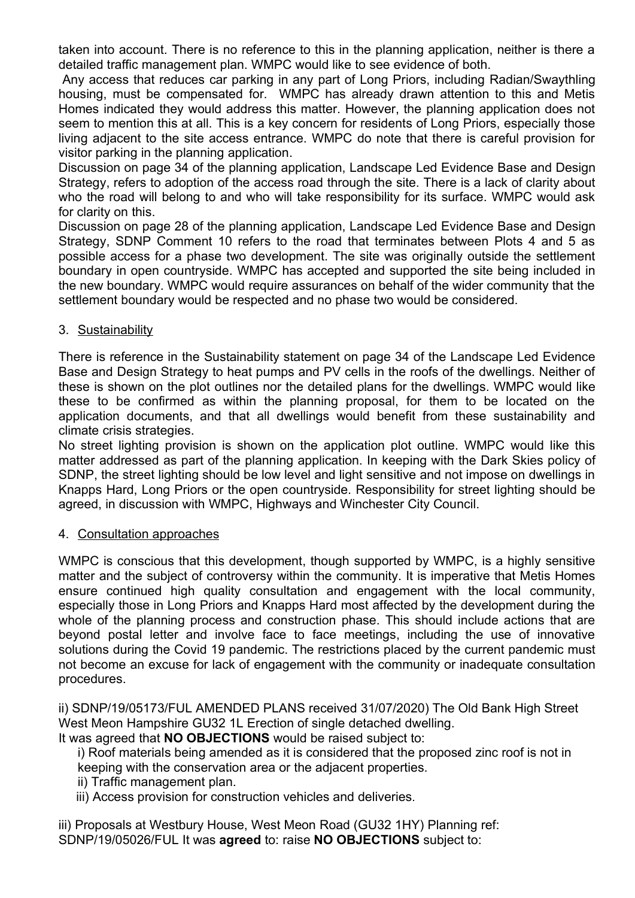taken into account. There is no reference to this in the planning application, neither is there a detailed traffic management plan. WMPC would like to see evidence of both.

Any access that reduces car parking in any part of Long Priors, including Radian/Swaythling housing, must be compensated for. WMPC has already drawn attention to this and Metis Homes indicated they would address this matter. However, the planning application does not seem to mention this at all. This is a key concern for residents of Long Priors, especially those living adjacent to the site access entrance. WMPC do note that there is careful provision for visitor parking in the planning application.

Discussion on page 34 of the planning application, Landscape Led Evidence Base and Design Strategy, refers to adoption of the access road through the site. There is a lack of clarity about who the road will belong to and who will take responsibility for its surface. WMPC would ask for clarity on this.

Discussion on page 28 of the planning application, Landscape Led Evidence Base and Design Strategy, SDNP Comment 10 refers to the road that terminates between Plots 4 and 5 as possible access for a phase two development. The site was originally outside the settlement boundary in open countryside. WMPC has accepted and supported the site being included in the new boundary. WMPC would require assurances on behalf of the wider community that the settlement boundary would be respected and no phase two would be considered.

3. Sustainability

There is reference in the Sustainability statement on page 34 of the Landscape Led Evidence Base and Design Strategy to heat pumps and PV cells in the roofs of the dwellings. Neither of these is shown on the plot outlines nor the detailed plans for the dwellings. WMPC would like these to be confirmed as within the planning proposal, for them to be located on the application documents, and that all dwellings would benefit from these sustainability and climate crisis strategies.

No street lighting provision is shown on the application plot outline. WMPC would like this matter addressed as part of the planning application. In keeping with the Dark Skies policy of SDNP, the street lighting should be low level and light sensitive and not impose on dwellings in Knapps Hard, Long Priors or the open countryside. Responsibility for street lighting should be agreed, in discussion with WMPC, Highways and Winchester City Council.

4. Consultation approaches

WMPC is conscious that this development, though supported by WMPC, is a highly sensitive matter and the subject of controversy within the community. It is imperative that Metis Homes ensure continued high quality consultation and engagement with the local community, especially those in Long Priors and Knapps Hard most affected by the development during the whole of the planning process and construction phase. This should include actions that are beyond postal letter and involve face to face meetings, including the use of innovative solutions during the Covid 19 pandemic. The restrictions placed by the current pandemic must not become an excuse for lack of engagement with the community or inadequate consultation procedures.

ii) SDNP/19/05173/FUL AMENDED PLANS received 31/07/2020) The Old Bank High Street West Meon Hampshire GU32 1L Erection of single detached dwelling.
It was agreed that **NO OBJECTIONS** would be raised subject to:

i) Roof materials being amended as it is considered that the proposed zinc roof is not in keeping with the conservation area or the adjacent properties.
ii) Traffic management plan.
iii) Access provision for construction vehicles and deliveries.

iii) Proposals at Westbury House, West Meon Road (GU32 1HY) Planning ref: SDNP/19/05026/FUL It was **agreed** to: raise **NO OBJECTIONS** subject to: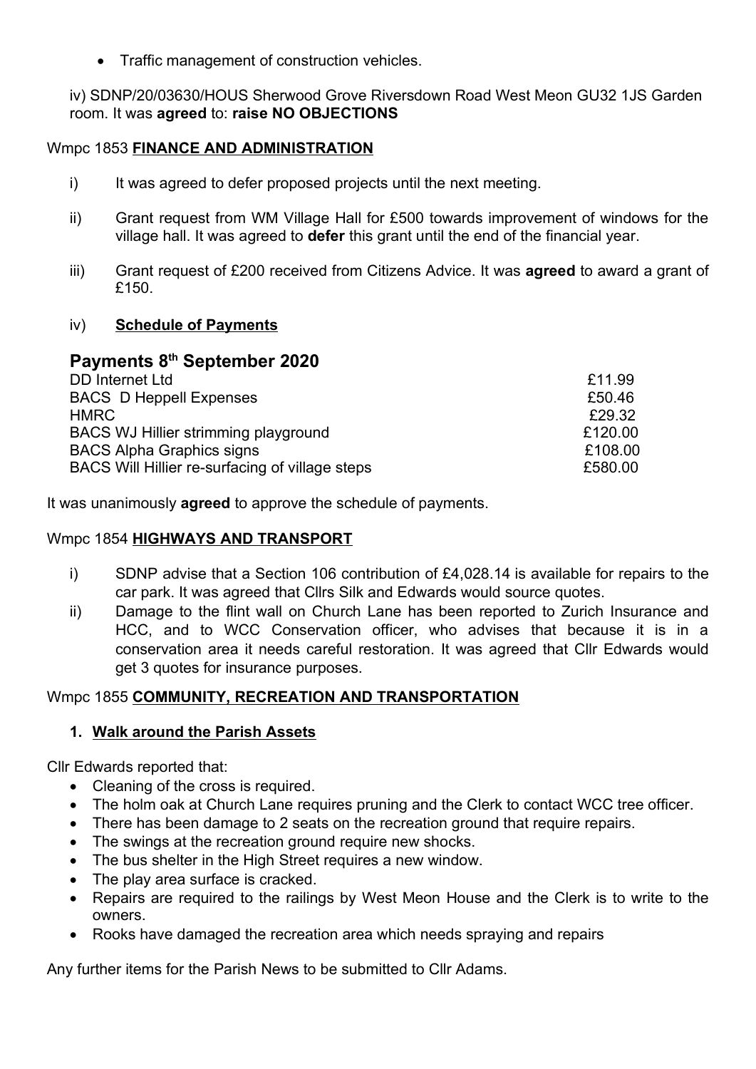- Traffic management of construction vehicles.

iv) SDNP/20/03630/HOUS Sherwood Grove Riversdown Road West Meon GU32 1JS Garden room. It was **agreed** to: **raise NO OBJECTIONS**

Wmpc 1853 **FINANCE AND ADMINISTRATION**

i) It was agreed to defer proposed projects until the next meeting.

ii) Grant request from WM Village Hall for £500 towards improvement of windows for the village hall. It was agreed to **defer** this grant until the end of the financial year.

iii) Grant request of £200 received from Citizens Advice. It was **agreed** to award a grant of £150.

iv) **Schedule of Payments**

## Payments 8th September 2020

| | |
|---|---|
| DD Internet Ltd | £11.99 |
| BACS D Heppell Expenses | £50.46 |
| HMRC | £29.32 |
| BACS WJ Hillier strimming playground | £120.00 |
| BACS Alpha Graphics signs | £108.00 |
| BACS Will Hillier re-surfacing of village steps | £580.00 |

It was unanimously **agreed** to approve the schedule of payments.

Wmpc 1854 **HIGHWAYS AND TRANSPORT**

i) SDNP advise that a Section 106 contribution of £4,028.14 is available for repairs to the car park. It was agreed that Cllrs Silk and Edwards would source quotes.

ii) Damage to the flint wall on Church Lane has been reported to Zurich Insurance and HCC, and to WCC Conservation officer, who advises that because it is in a conservation area it needs careful restoration. It was agreed that Cllr Edwards would get 3 quotes for insurance purposes.

Wmpc 1855 **COMMUNITY, RECREATION AND TRANSPORTATION**

1. **Walk around the Parish Assets**

Cllr Edwards reported that:

- Cleaning of the cross is required.
- The holm oak at Church Lane requires pruning and the Clerk to contact WCC tree officer.
- There has been damage to 2 seats on the recreation ground that require repairs.
- The swings at the recreation ground require new shocks.
- The bus shelter in the High Street requires a new window.
- The play area surface is cracked.
- Repairs are required to the railings by West Meon House and the Clerk is to write to the owners.
- Rooks have damaged the recreation area which needs spraying and repairs

Any further items for the Parish News to be submitted to Cllr Adams.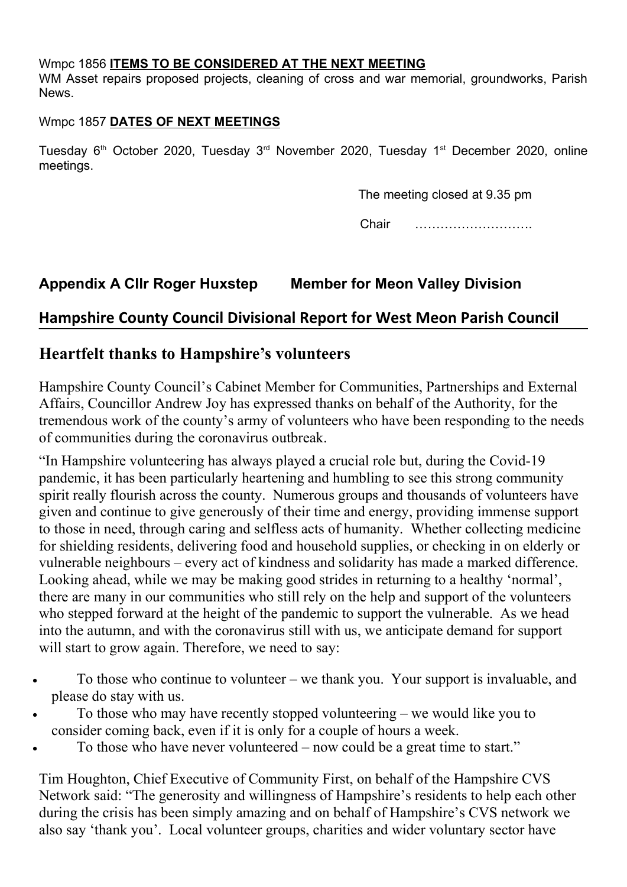Wmpc 1856 **ITEMS TO BE CONSIDERED AT THE NEXT MEETING**

WM Asset repairs proposed projects, cleaning of cross and war memorial, groundworks, Parish News.

Wmpc 1857 **DATES OF NEXT MEETINGS**

Tuesday 6th October 2020, Tuesday 3rd November 2020, Tuesday 1st December 2020, online meetings.

The meeting closed at 9.35 pm

Chair ……………………….

## Appendix A Cllr Roger Huxstep Member for Meon Valley Division

## Hampshire County Council Divisional Report for West Meon Parish Council

## Heartfelt thanks to Hampshire's volunteers

Hampshire County Council's Cabinet Member for Communities, Partnerships and External Affairs, Councillor Andrew Joy has expressed thanks on behalf of the Authority, for the tremendous work of the county's army of volunteers who have been responding to the needs of communities during the coronavirus outbreak.

"In Hampshire volunteering has always played a crucial role but, during the Covid-19 pandemic, it has been particularly heartening and humbling to see this strong community spirit really flourish across the county. Numerous groups and thousands of volunteers have given and continue to give generously of their time and energy, providing immense support to those in need, through caring and selfless acts of humanity. Whether collecting medicine for shielding residents, delivering food and household supplies, or checking in on elderly or vulnerable neighbours – every act of kindness and solidarity has made a marked difference. Looking ahead, while we may be making good strides in returning to a healthy 'normal', there are many in our communities who still rely on the help and support of the volunteers who stepped forward at the height of the pandemic to support the vulnerable. As we head into the autumn, and with the coronavirus still with us, we anticipate demand for support will start to grow again. Therefore, we need to say:

- To those who continue to volunteer – we thank you. Your support is invaluable, and please do stay with us.
- To those who may have recently stopped volunteering – we would like you to consider coming back, even if it is only for a couple of hours a week.
- To those who have never volunteered – now could be a great time to start."

Tim Houghton, Chief Executive of Community First, on behalf of the Hampshire CVS Network said: "The generosity and willingness of Hampshire's residents to help each other during the crisis has been simply amazing and on behalf of Hampshire's CVS network we also say 'thank you'. Local volunteer groups, charities and wider voluntary sector have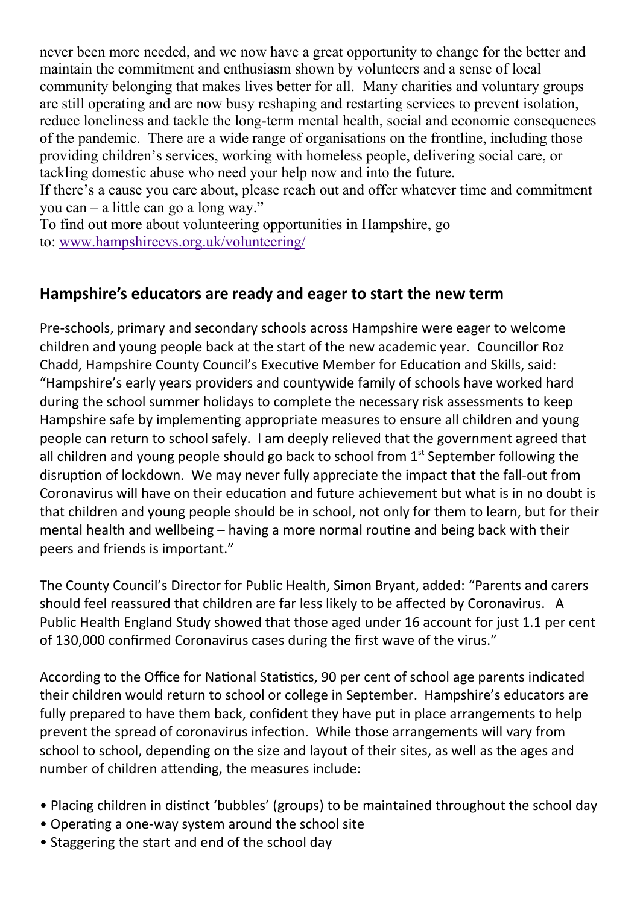never been more needed, and we now have a great opportunity to change for the better and maintain the commitment and enthusiasm shown by volunteers and a sense of local community belonging that makes lives better for all. Many charities and voluntary groups are still operating and are now busy reshaping and restarting services to prevent isolation, reduce loneliness and tackle the long-term mental health, social and economic consequences of the pandemic. There are a wide range of organisations on the frontline, including those providing children's services, working with homeless people, delivering social care, or tackling domestic abuse who need your help now and into the future.

If there's a cause you care about, please reach out and offer whatever time and commitment you can – a little can go a long way."

To find out more about volunteering opportunities in Hampshire, go to: [www.hampshirecvs.org.uk/volunteering/](www.hampshirecvs.org.uk/volunteering/)

## Hampshire's educators are ready and eager to start the new term

Pre-schools, primary and secondary schools across Hampshire were eager to welcome children and young people back at the start of the new academic year. Councillor Roz Chadd, Hampshire County Council's Executive Member for Education and Skills, said: "Hampshire's early years providers and countywide family of schools have worked hard during the school summer holidays to complete the necessary risk assessments to keep Hampshire safe by implementing appropriate measures to ensure all children and young people can return to school safely. I am deeply relieved that the government agreed that all children and young people should go back to school from 1st September following the disruption of lockdown. We may never fully appreciate the impact that the fall-out from Coronavirus will have on their education and future achievement but what is in no doubt is that children and young people should be in school, not only for them to learn, but for their mental health and wellbeing – having a more normal routine and being back with their peers and friends is important."

The County Council's Director for Public Health, Simon Bryant, added: "Parents and carers should feel reassured that children are far less likely to be affected by Coronavirus. A Public Health England Study showed that those aged under 16 account for just 1.1 per cent of 130,000 confirmed Coronavirus cases during the first wave of the virus."

According to the Office for National Statistics, 90 per cent of school age parents indicated their children would return to school or college in September. Hampshire's educators are fully prepared to have them back, confident they have put in place arrangements to help prevent the spread of coronavirus infection. While those arrangements will vary from school to school, depending on the size and layout of their sites, as well as the ages and number of children attending, the measures include:

- Placing children in distinct 'bubbles' (groups) to be maintained throughout the school day
- Operating a one-way system around the school site
- Staggering the start and end of the school day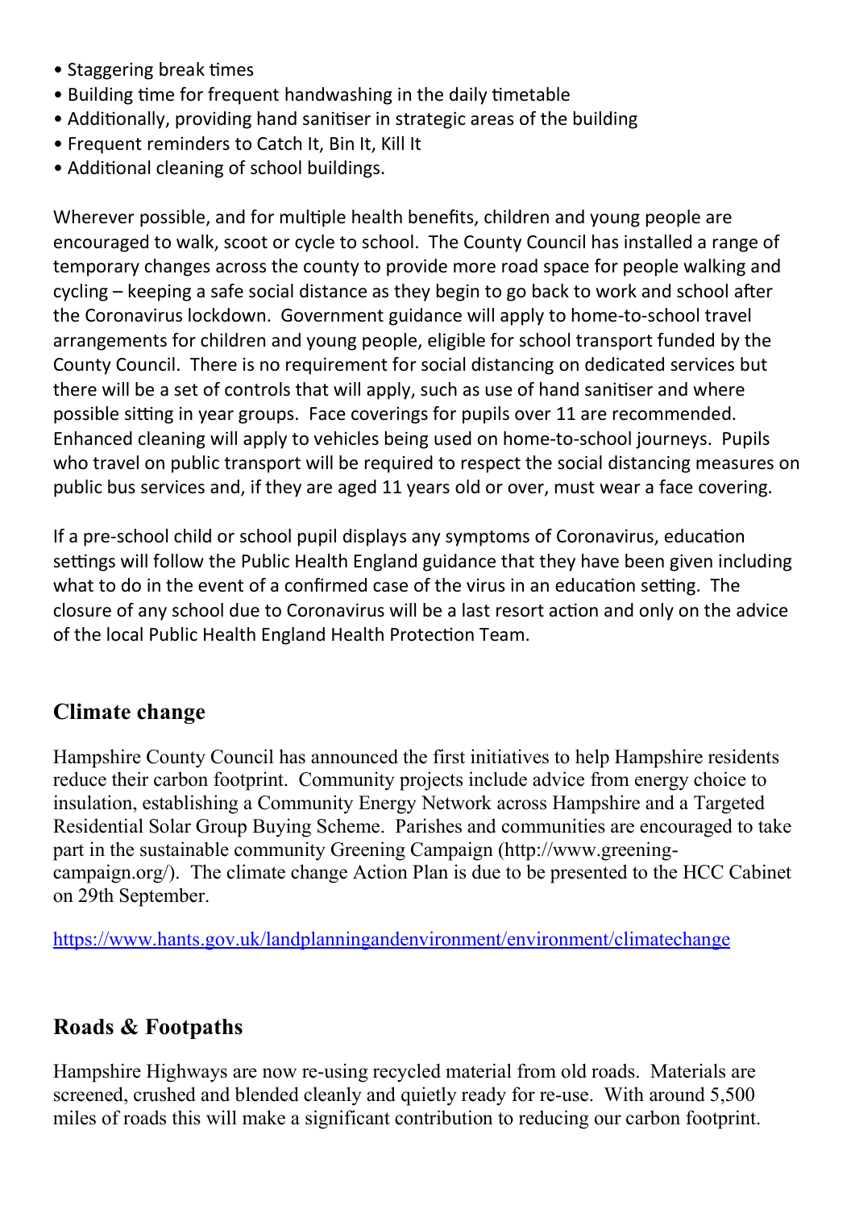- Staggering break times
- Building time for frequent handwashing in the daily timetable
- Additionally, providing hand sanitiser in strategic areas of the building
- Frequent reminders to Catch It, Bin It, Kill It
- Additional cleaning of school buildings.

Wherever possible, and for multiple health benefits, children and young people are encouraged to walk, scoot or cycle to school. The County Council has installed a range of temporary changes across the county to provide more road space for people walking and cycling – keeping a safe social distance as they begin to go back to work and school after the Coronavirus lockdown. Government guidance will apply to home-to-school travel arrangements for children and young people, eligible for school transport funded by the County Council. There is no requirement for social distancing on dedicated services but there will be a set of controls that will apply, such as use of hand sanitiser and where possible sitting in year groups. Face coverings for pupils over 11 are recommended. Enhanced cleaning will apply to vehicles being used on home-to-school journeys. Pupils who travel on public transport will be required to respect the social distancing measures on public bus services and, if they are aged 11 years old or over, must wear a face covering.

If a pre-school child or school pupil displays any symptoms of Coronavirus, education settings will follow the Public Health England guidance that they have been given including what to do in the event of a confirmed case of the virus in an education setting. The closure of any school due to Coronavirus will be a last resort action and only on the advice of the local Public Health England Health Protection Team.

## Climate change

Hampshire County Council has announced the first initiatives to help Hampshire residents reduce their carbon footprint. Community projects include advice from energy choice to insulation, establishing a Community Energy Network across Hampshire and a Targeted Residential Solar Group Buying Scheme. Parishes and communities are encouraged to take part in the sustainable community Greening Campaign (http://www.greening-campaign.org/). The climate change Action Plan is due to be presented to the HCC Cabinet on 29th September.

https://www.hants.gov.uk/landplanningandenvironment/environment/climatechange

## Roads & Footpaths

Hampshire Highways are now re-using recycled material from old roads. Materials are screened, crushed and blended cleanly and quietly ready for re-use. With around 5,500 miles of roads this will make a significant contribution to reducing our carbon footprint.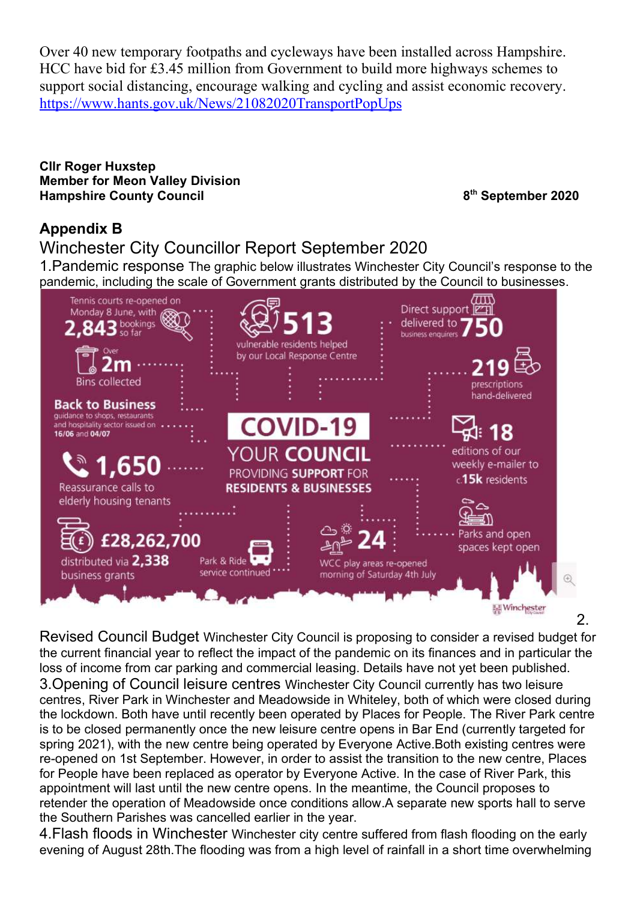Over 40 new temporary footpaths and cycleways have been installed across Hampshire. HCC have bid for £3.45 million from Government to build more highways schemes to support social distancing, encourage walking and cycling and assist economic recovery. https://www.hants.gov.uk/News/21082020TransportPopUps

**Cllr Roger Huxstep**
**Member for Meon Valley Division**
**Hampshire County Council** **8th September 2020**

## Appendix B

## Winchester City Councillor Report September 2020

1.Pandemic response The graphic below illustrates Winchester City Council's response to the pandemic, including the scale of Government grants distributed by the Council to businesses.

**COVID-19 YOUR COUNCIL PROVIDING SUPPORT FOR RESIDENTS & BUSINESSES**

- Tennis courts re-opened on Monday 8 June, with **2,843** bookings so far
- **513** vulnerable residents helped by our Local Response Centre
- Direct support delivered to **750** business enquirers
- Over **2m** Bins collected
- **219** prescriptions hand-delivered
- **Back to Business** guidance to shops, restaurants and hospitality sector issued on **16/06** and **04/07**
- **18** editions of our weekly e-mailer to c.**15k** residents
- **1,650** Reassurance calls to elderly housing tenants
- Parks and open spaces kept open
- **£28,262,700** distributed via **2,338** business grants
- Park & Ride service continued
- **24** WCC play areas re-opened morning of Saturday 4th July

Winchester City Council

2. Revised Council Budget Winchester City Council is proposing to consider a revised budget for the current financial year to reflect the impact of the pandemic on its finances and in particular the loss of income from car parking and commercial leasing. Details have not yet been published.

3.Opening of Council leisure centres Winchester City Council currently has two leisure centres, River Park in Winchester and Meadowside in Whiteley, both of which were closed during the lockdown. Both have until recently been operated by Places for People. The River Park centre is to be closed permanently once the new leisure centre opens in Bar End (currently targeted for spring 2021), with the new centre being operated by Everyone Active.Both existing centres were re-opened on 1st September. However, in order to assist the transition to the new centre, Places for People have been replaced as operator by Everyone Active. In the case of River Park, this appointment will last until the new centre opens. In the meantime, the Council proposes to retender the operation of Meadowside once conditions allow.A separate new sports hall to serve the Southern Parishes was cancelled earlier in the year.

4.Flash floods in Winchester Winchester city centre suffered from flash flooding on the early evening of August 28th.The flooding was from a high level of rainfall in a short time overwhelming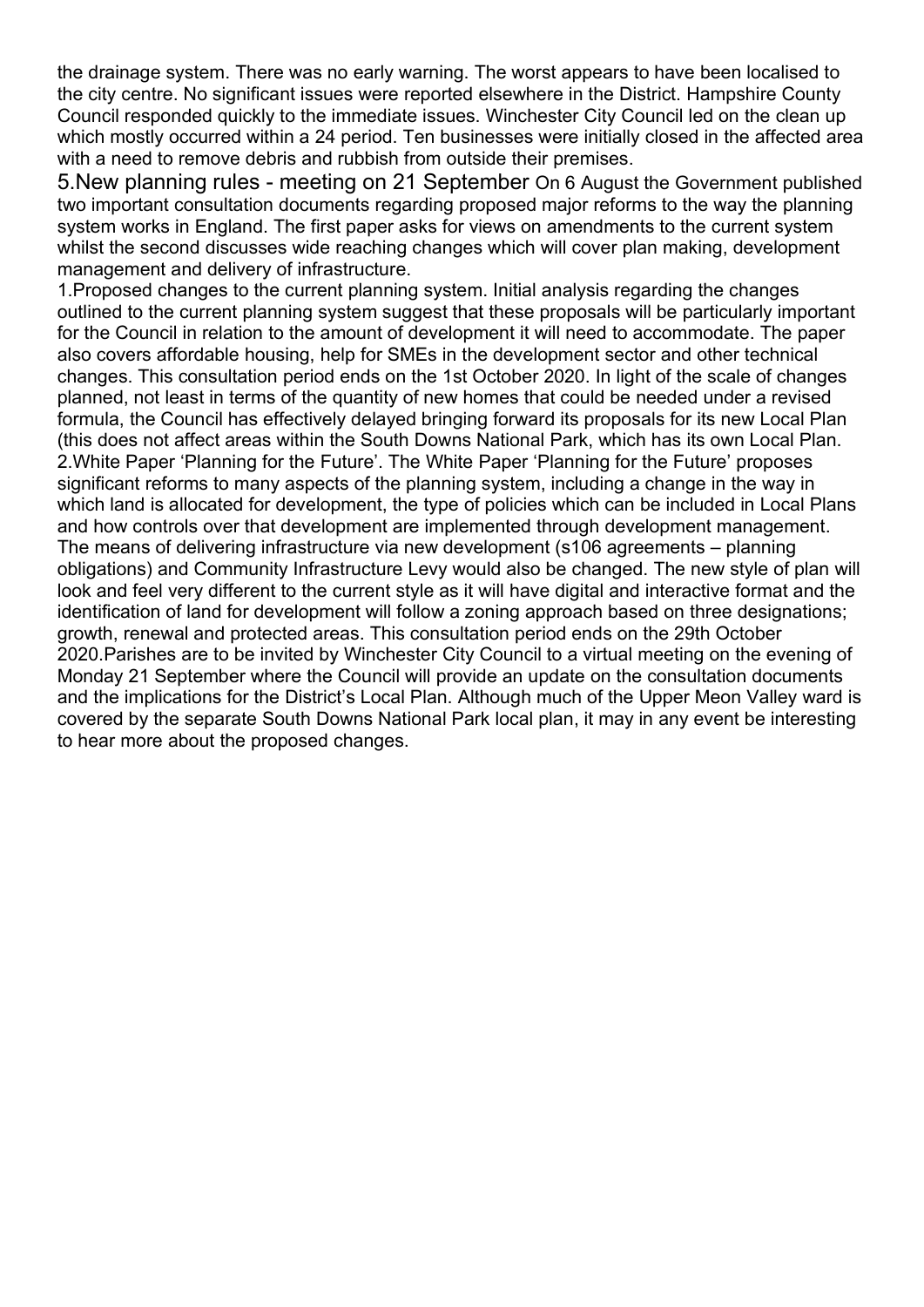the drainage system. There was no early warning. The worst appears to have been localised to the city centre. No significant issues were reported elsewhere in the District. Hampshire County Council responded quickly to the immediate issues. Winchester City Council led on the clean up which mostly occurred within a 24 period. Ten businesses were initially closed in the affected area with a need to remove debris and rubbish from outside their premises.

5.New planning rules - meeting on 21 September On 6 August the Government published two important consultation documents regarding proposed major reforms to the way the planning system works in England. The first paper asks for views on amendments to the current system whilst the second discusses wide reaching changes which will cover plan making, development management and delivery of infrastructure.

1.Proposed changes to the current planning system. Initial analysis regarding the changes outlined to the current planning system suggest that these proposals will be particularly important for the Council in relation to the amount of development it will need to accommodate. The paper also covers affordable housing, help for SMEs in the development sector and other technical changes. This consultation period ends on the 1st October 2020. In light of the scale of changes planned, not least in terms of the quantity of new homes that could be needed under a revised formula, the Council has effectively delayed bringing forward its proposals for its new Local Plan (this does not affect areas within the South Downs National Park, which has its own Local Plan.

2.White Paper 'Planning for the Future'. The White Paper 'Planning for the Future' proposes significant reforms to many aspects of the planning system, including a change in the way in which land is allocated for development, the type of policies which can be included in Local Plans and how controls over that development are implemented through development management. The means of delivering infrastructure via new development (s106 agreements – planning obligations) and Community Infrastructure Levy would also be changed. The new style of plan will look and feel very different to the current style as it will have digital and interactive format and the identification of land for development will follow a zoning approach based on three designations; growth, renewal and protected areas. This consultation period ends on the 29th October 2020.Parishes are to be invited by Winchester City Council to a virtual meeting on the evening of Monday 21 September where the Council will provide an update on the consultation documents and the implications for the District's Local Plan. Although much of the Upper Meon Valley ward is covered by the separate South Downs National Park local plan, it may in any event be interesting to hear more about the proposed changes.